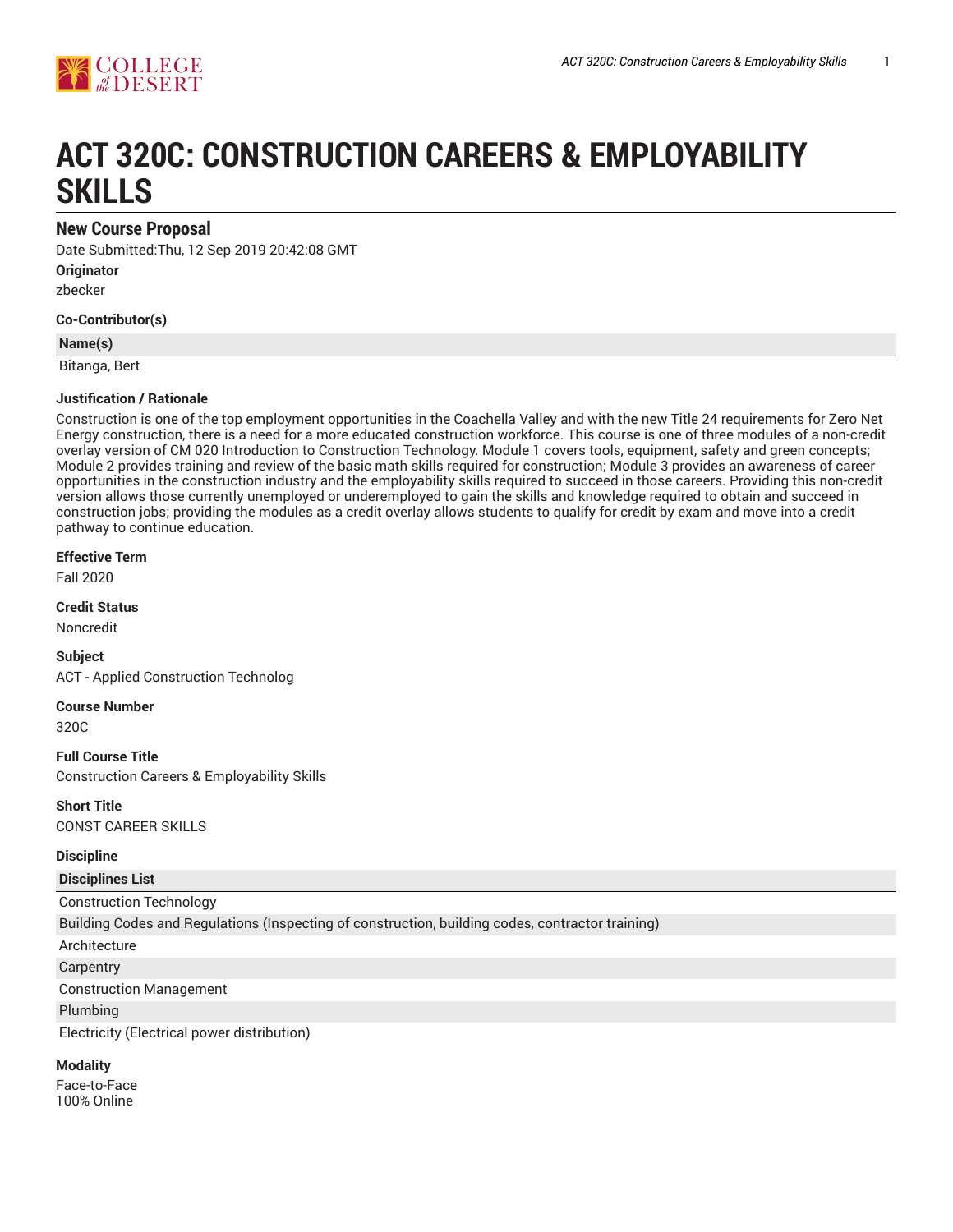# ACT 320C: CONSTRUCTION CAREERS & EMPLOYABILITY SKILLS

## New Course Proposal

Date Submitted:Thu, 12 Sep 2019 20:42:08 GMT

**Originator**

zbecker

**Co-Contributor(s)**

| Name(s) |
| --- |
| Bitanga, Bert |

**Justification / Rationale**

Construction is one of the top employment opportunities in the Coachella Valley and with the new Title 24 requirements for Zero Net Energy construction, there is a need for a more educated construction workforce. This course is one of three modules of a non-credit overlay version of CM 020 Introduction to Construction Technology. Module 1 covers tools, equipment, safety and green concepts; Module 2 provides training and review of the basic math skills required for construction; Module 3 provides an awareness of career opportunities in the construction industry and the employability skills required to succeed in those careers. Providing this non-credit version allows those currently unemployed or underemployed to gain the skills and knowledge required to obtain and succeed in construction jobs; providing the modules as a credit overlay allows students to qualify for credit by exam and move into a credit pathway to continue education.

**Effective Term**

Fall 2020

**Credit Status**

Noncredit

**Subject**

ACT - Applied Construction Technolog

**Course Number**

320C

**Full Course Title**

Construction Careers & Employability Skills

**Short Title**

CONST CAREER SKILLS

**Discipline**

| Disciplines List |
| --- |
| Construction Technology |
| Building Codes and Regulations (Inspecting of construction, building codes, contractor training) |
| Architecture |
| Carpentry |
| Construction Management |
| Plumbing |
| Electricity (Electrical power distribution) |

**Modality**

Face-to-Face
100% Online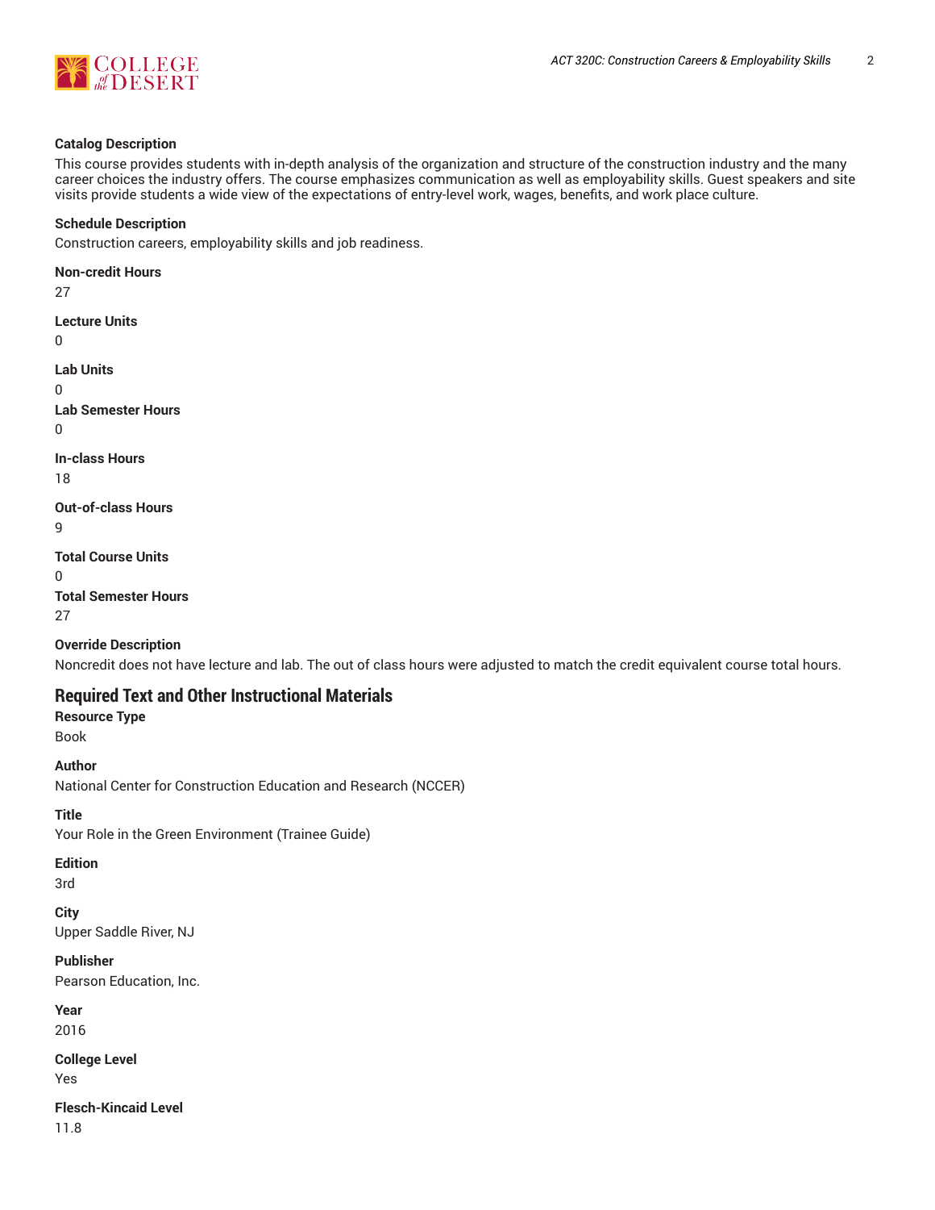**Catalog Description**

This course provides students with in-depth analysis of the organization and structure of the construction industry and the many career choices the industry offers. The course emphasizes communication as well as employability skills. Guest speakers and site visits provide students a wide view of the expectations of entry-level work, wages, benefits, and work place culture.

**Schedule Description**

Construction careers, employability skills and job readiness.

**Non-credit Hours**

27

**Lecture Units**

0

**Lab Units**

0

**Lab Semester Hours**

0

**In-class Hours**

18

**Out-of-class Hours**

9

**Total Course Units**

0

**Total Semester Hours**

27

**Override Description**

Noncredit does not have lecture and lab. The out of class hours were adjusted to match the credit equivalent course total hours.

## Required Text and Other Instructional Materials

**Resource Type**

Book

**Author**

National Center for Construction Education and Research (NCCER)

**Title**

Your Role in the Green Environment (Trainee Guide)

**Edition**

3rd

**City**

Upper Saddle River, NJ

**Publisher**

Pearson Education, Inc.

**Year**

2016

**College Level**

Yes

**Flesch-Kincaid Level**

11.8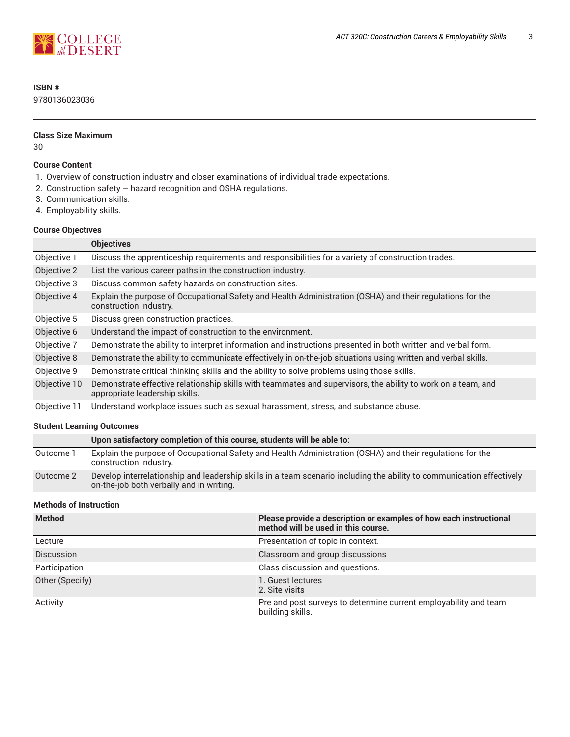**ISBN #**
9780136023036

---

**Class Size Maximum**
30

**Course Content**

1. Overview of construction industry and closer examinations of individual trade expectations.
2. Construction safety – hazard recognition and OSHA regulations.
3. Communication skills.
4. Employability skills.

**Course Objectives**

| | Objectives |
|---|---|
| Objective 1 | Discuss the apprenticeship requirements and responsibilities for a variety of construction trades. |
| Objective 2 | List the various career paths in the construction industry. |
| Objective 3 | Discuss common safety hazards on construction sites. |
| Objective 4 | Explain the purpose of Occupational Safety and Health Administration (OSHA) and their regulations for the construction industry. |
| Objective 5 | Discuss green construction practices. |
| Objective 6 | Understand the impact of construction to the environment. |
| Objective 7 | Demonstrate the ability to interpret information and instructions presented in both written and verbal form. |
| Objective 8 | Demonstrate the ability to communicate effectively in on-the-job situations using written and verbal skills. |
| Objective 9 | Demonstrate critical thinking skills and the ability to solve problems using those skills. |
| Objective 10 | Demonstrate effective relationship skills with teammates and supervisors, the ability to work on a team, and appropriate leadership skills. |
| Objective 11 | Understand workplace issues such as sexual harassment, stress, and substance abuse. |

**Student Learning Outcomes**

| | Upon satisfactory completion of this course, students will be able to: |
|---|---|
| Outcome 1 | Explain the purpose of Occupational Safety and Health Administration (OSHA) and their regulations for the construction industry. |
| Outcome 2 | Develop interrelationship and leadership skills in a team scenario including the ability to communication effectively on-the-job both verbally and in writing. |

**Methods of Instruction**

| Method | Please provide a description or examples of how each instructional method will be used in this course. |
|---|---|
| Lecture | Presentation of topic in context. |
| Discussion | Classroom and group discussions |
| Participation | Class discussion and questions. |
| Other (Specify) | 1. Guest lectures<br>2. Site visits |
| Activity | Pre and post surveys to determine current employability and team building skills. |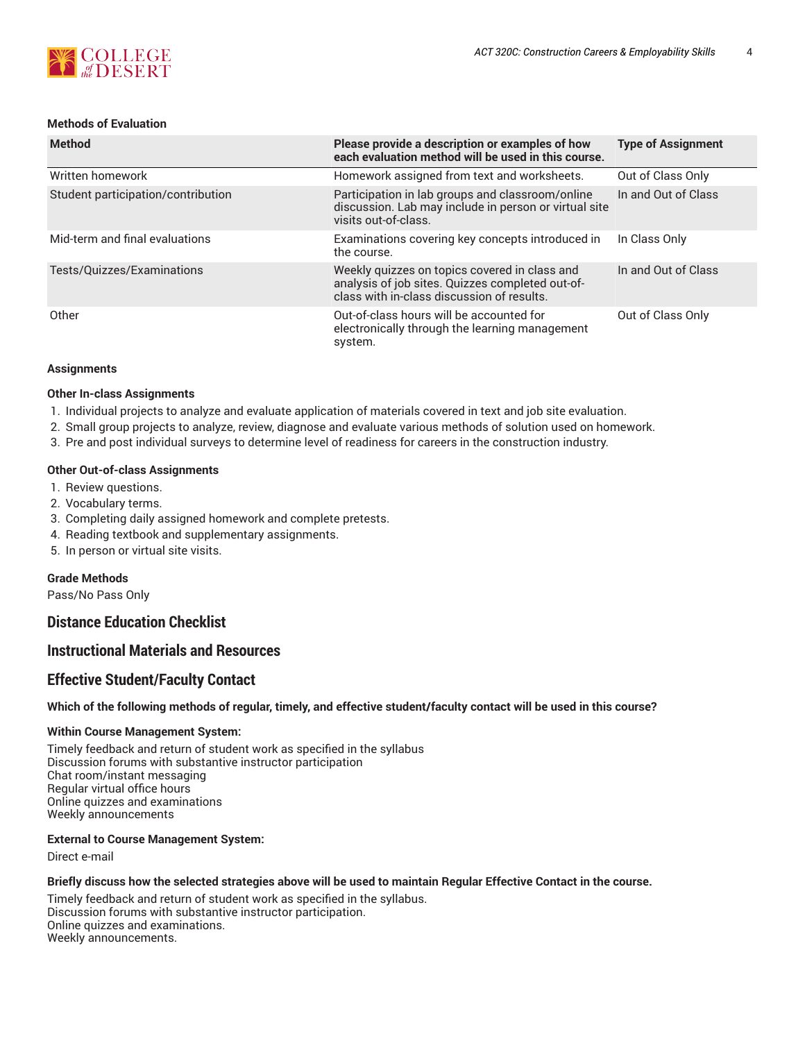**Methods of Evaluation**

| Method | Please provide a description or examples of how each evaluation method will be used in this course. | Type of Assignment |
|---|---|---|
| Written homework | Homework assigned from text and worksheets. | Out of Class Only |
| Student participation/contribution | Participation in lab groups and classroom/online discussion. Lab may include in person or virtual site visits out-of-class. | In and Out of Class |
| Mid-term and final evaluations | Examinations covering key concepts introduced in the course. | In Class Only |
| Tests/Quizzes/Examinations | Weekly quizzes on topics covered in class and analysis of job sites. Quizzes completed out-of-class with in-class discussion of results. | In and Out of Class |
| Other | Out-of-class hours will be accounted for electronically through the learning management system. | Out of Class Only |

**Assignments**

**Other In-class Assignments**

1. Individual projects to analyze and evaluate application of materials covered in text and job site evaluation.
2. Small group projects to analyze, review, diagnose and evaluate various methods of solution used on homework.
3. Pre and post individual surveys to determine level of readiness for careers in the construction industry.

**Other Out-of-class Assignments**

1. Review questions.
2. Vocabulary terms.
3. Completing daily assigned homework and complete pretests.
4. Reading textbook and supplementary assignments.
5. In person or virtual site visits.

**Grade Methods**

Pass/No Pass Only

## Distance Education Checklist

## Instructional Materials and Resources

## Effective Student/Faculty Contact

**Which of the following methods of regular, timely, and effective student/faculty contact will be used in this course?**

**Within Course Management System:**

Timely feedback and return of student work as specified in the syllabus
Discussion forums with substantive instructor participation
Chat room/instant messaging
Regular virtual office hours
Online quizzes and examinations
Weekly announcements

**External to Course Management System:**

Direct e-mail

**Briefly discuss how the selected strategies above will be used to maintain Regular Effective Contact in the course.**

Timely feedback and return of student work as specified in the syllabus.
Discussion forums with substantive instructor participation.
Online quizzes and examinations.
Weekly announcements.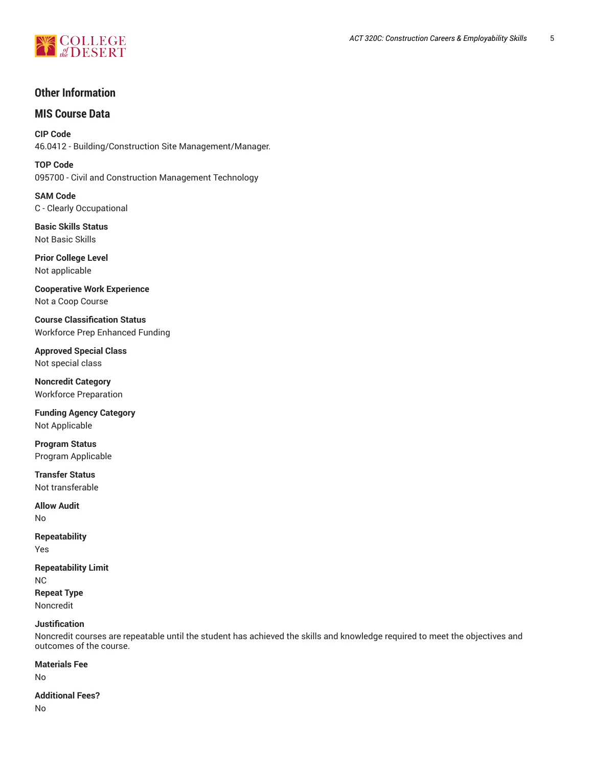## Other Information

### MIS Course Data

**CIP Code**
46.0412 - Building/Construction Site Management/Manager.

**TOP Code**
095700 - Civil and Construction Management Technology

**SAM Code**
C - Clearly Occupational

**Basic Skills Status**
Not Basic Skills

**Prior College Level**
Not applicable

**Cooperative Work Experience**
Not a Coop Course

**Course Classification Status**
Workforce Prep Enhanced Funding

**Approved Special Class**
Not special class

**Noncredit Category**
Workforce Preparation

**Funding Agency Category**
Not Applicable

**Program Status**
Program Applicable

**Transfer Status**
Not transferable

**Allow Audit**
No

**Repeatability**
Yes

**Repeatability Limit**
NC

**Repeat Type**
Noncredit

**Justification**
Noncredit courses are repeatable until the student has achieved the skills and knowledge required to meet the objectives and outcomes of the course.

**Materials Fee**
No

**Additional Fees?**
No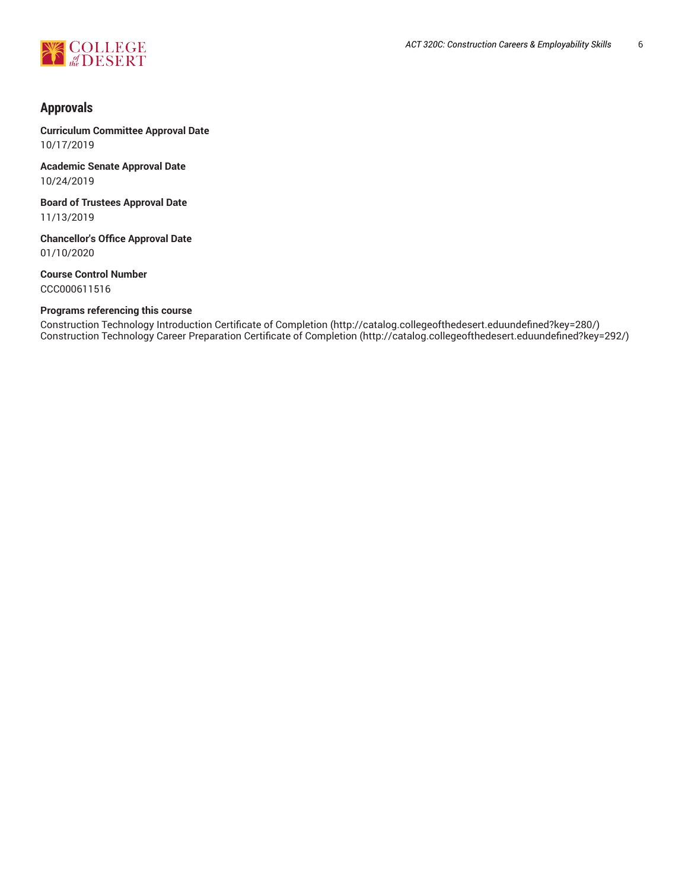## Approvals

**Curriculum Committee Approval Date**
10/17/2019

**Academic Senate Approval Date**
10/24/2019

**Board of Trustees Approval Date**
11/13/2019

**Chancellor's Office Approval Date**
01/10/2020

**Course Control Number**
CCC000611516

**Programs referencing this course**
Construction Technology Introduction Certificate of Completion (http://catalog.collegeofthedesert.eduundefined?key=280/)
Construction Technology Career Preparation Certificate of Completion (http://catalog.collegeofthedesert.eduundefined?key=292/)